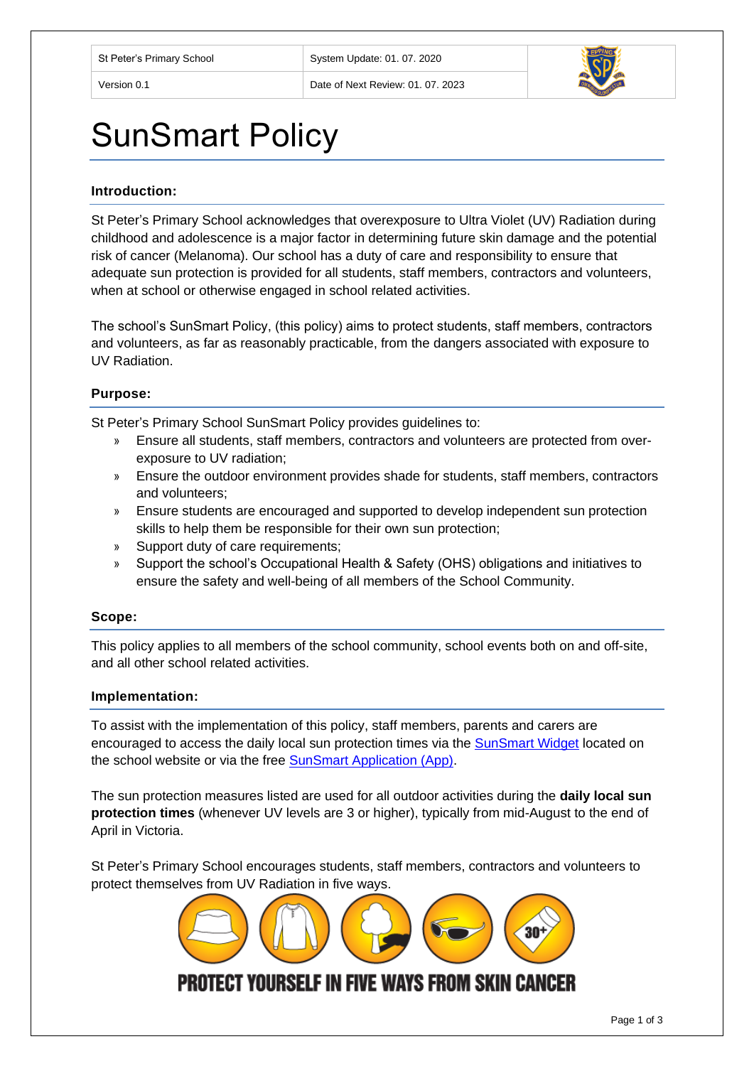| St Peter's Primary School | System Update: 01. 07. 2020 |
| --- | --- |
| Version 0.1 | Date of Next Review: 01. 07. 2023 |

# SunSmart Policy

### Introduction:

St Peter's Primary School acknowledges that overexposure to Ultra Violet (UV) Radiation during childhood and adolescence is a major factor in determining future skin damage and the potential risk of cancer (Melanoma). Our school has a duty of care and responsibility to ensure that adequate sun protection is provided for all students, staff members, contractors and volunteers, when at school or otherwise engaged in school related activities.

The school's SunSmart Policy, (this policy) aims to protect students, staff members, contractors and volunteers, as far as reasonably practicable, from the dangers associated with exposure to UV Radiation.

### Purpose:

St Peter's Primary School SunSmart Policy provides guidelines to:

- Ensure all students, staff members, contractors and volunteers are protected from over-exposure to UV radiation;
- Ensure the outdoor environment provides shade for students, staff members, contractors and volunteers;
- Ensure students are encouraged and supported to develop independent sun protection skills to help them be responsible for their own sun protection;
- Support duty of care requirements;
- Support the school's Occupational Health & Safety (OHS) obligations and initiatives to ensure the safety and well-being of all members of the School Community.

### Scope:

This policy applies to all members of the school community, school events both on and off-site, and all other school related activities.

### Implementation:

To assist with the implementation of this policy, staff members, parents and carers are encouraged to access the daily local sun protection times via the SunSmart Widget located on the school website or via the free SunSmart Application (App).

The sun protection measures listed are used for all outdoor activities during the **daily local sun protection times** (whenever UV levels are 3 or higher), typically from mid-August to the end of April in Victoria.

St Peter's Primary School encourages students, staff members, contractors and volunteers to protect themselves from UV Radiation in five ways.

PROTECT YOURSELF IN FIVE WAYS FROM SKIN CANCER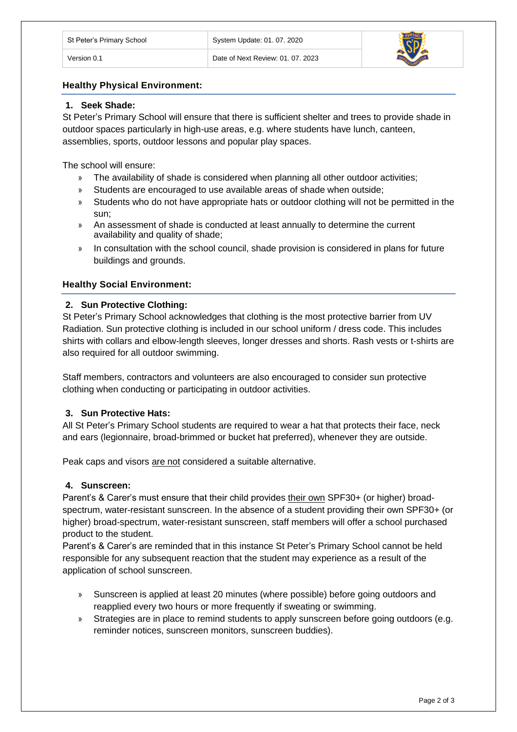## Healthy Physical Environment:

### 1. Seek Shade:

St Peter's Primary School will ensure that there is sufficient shelter and trees to provide shade in outdoor spaces particularly in high-use areas, e.g. where students have lunch, canteen, assemblies, sports, outdoor lessons and popular play spaces.

The school will ensure:

- The availability of shade is considered when planning all other outdoor activities;
- Students are encouraged to use available areas of shade when outside;
- Students who do not have appropriate hats or outdoor clothing will not be permitted in the sun;
- An assessment of shade is conducted at least annually to determine the current availability and quality of shade;
- In consultation with the school council, shade provision is considered in plans for future buildings and grounds.

## Healthy Social Environment:

### 2. Sun Protective Clothing:

St Peter's Primary School acknowledges that clothing is the most protective barrier from UV Radiation. Sun protective clothing is included in our school uniform / dress code. This includes shirts with collars and elbow-length sleeves, longer dresses and shorts. Rash vests or t-shirts are also required for all outdoor swimming.

Staff members, contractors and volunteers are also encouraged to consider sun protective clothing when conducting or participating in outdoor activities.

### 3. Sun Protective Hats:

All St Peter's Primary School students are required to wear a hat that protects their face, neck and ears (legionnaire, broad-brimmed or bucket hat preferred), whenever they are outside.

Peak caps and visors are not considered a suitable alternative.

### 4. Sunscreen:

Parent's & Carer's must ensure that their child provides their own SPF30+ (or higher) broad-spectrum, water-resistant sunscreen. In the absence of a student providing their own SPF30+ (or higher) broad-spectrum, water-resistant sunscreen, staff members will offer a school purchased product to the student.

Parent's & Carer's are reminded that in this instance St Peter's Primary School cannot be held responsible for any subsequent reaction that the student may experience as a result of the application of school sunscreen.

- Sunscreen is applied at least 20 minutes (where possible) before going outdoors and reapplied every two hours or more frequently if sweating or swimming.
- Strategies are in place to remind students to apply sunscreen before going outdoors (e.g. reminder notices, sunscreen monitors, sunscreen buddies).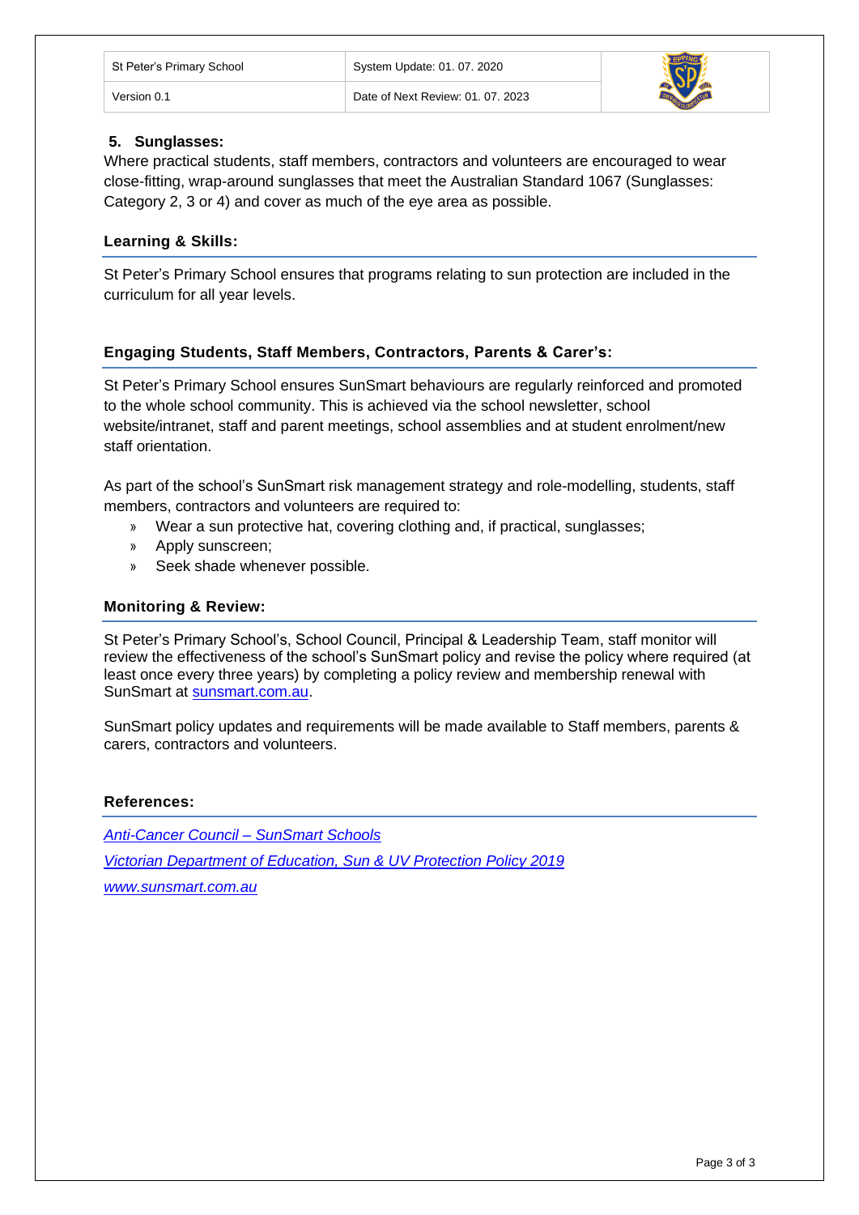**5. Sunglasses:**

Where practical students, staff members, contractors and volunteers are encouraged to wear close-fitting, wrap-around sunglasses that meet the Australian Standard 1067 (Sunglasses: Category 2, 3 or 4) and cover as much of the eye area as possible.

## Learning & Skills:

St Peter's Primary School ensures that programs relating to sun protection are included in the curriculum for all year levels.

## Engaging Students, Staff Members, Contractors, Parents & Carer's:

St Peter's Primary School ensures SunSmart behaviours are regularly reinforced and promoted to the whole school community. This is achieved via the school newsletter, school website/intranet, staff and parent meetings, school assemblies and at student enrolment/new staff orientation.

As part of the school's SunSmart risk management strategy and role-modelling, students, staff members, contractors and volunteers are required to:

- Wear a sun protective hat, covering clothing and, if practical, sunglasses;
- Apply sunscreen;
- Seek shade whenever possible.

## Monitoring & Review:

St Peter's Primary School's, School Council, Principal & Leadership Team, staff monitor will review the effectiveness of the school's SunSmart policy and revise the policy where required (at least once every three years) by completing a policy review and membership renewal with SunSmart at sunsmart.com.au.

SunSmart policy updates and requirements will be made available to Staff members, parents & carers, contractors and volunteers.

## References:

*Anti-Cancer Council – SunSmart Schools*

*Victorian Department of Education, Sun & UV Protection Policy 2019*

*www.sunsmart.com.au*